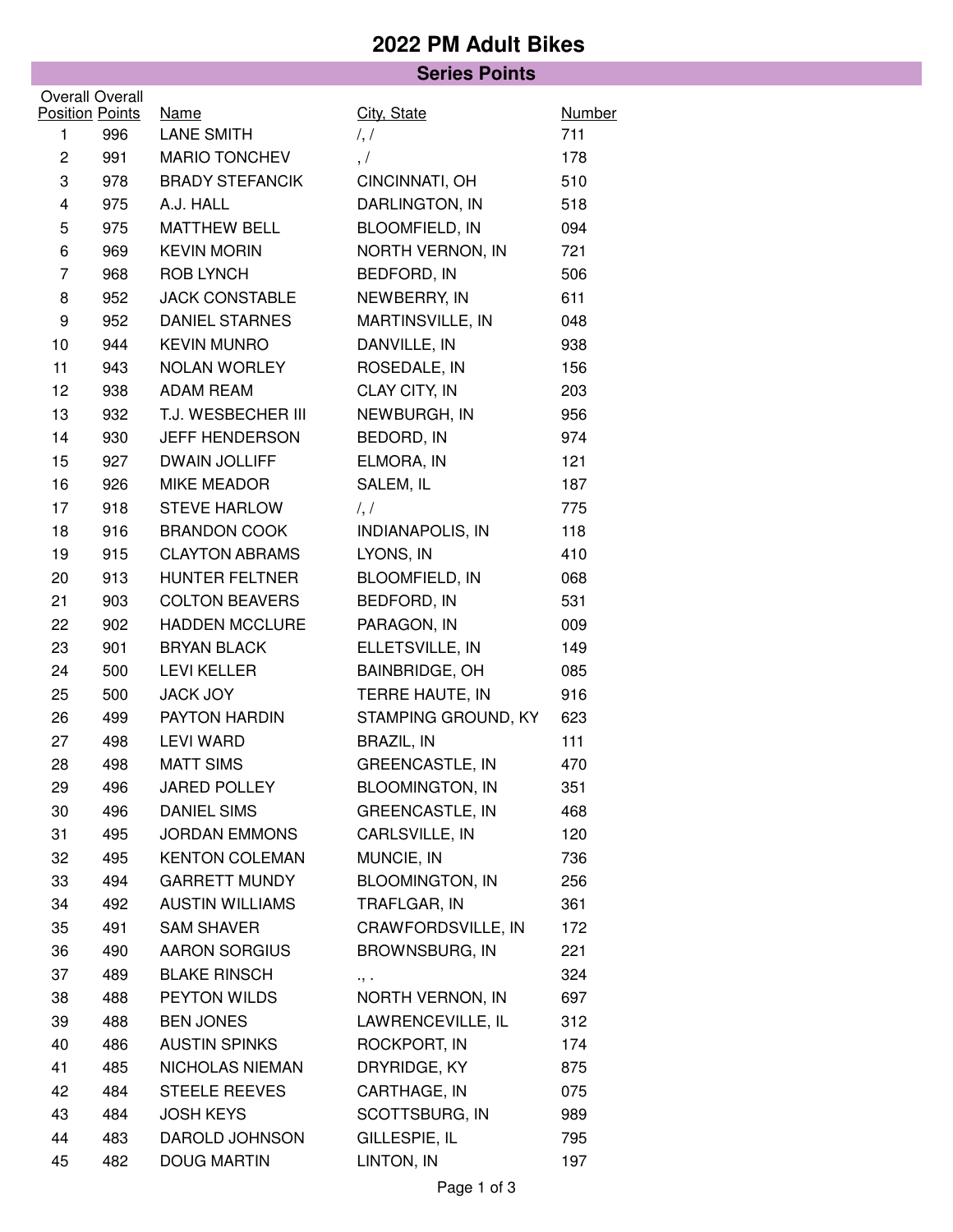# 2022 PM Adult Bikes

## Series Points

| Overall Position | Overall Points | Name | City, State | Number |
|---|---|---|---|---|
| 1 | 996 | LANE SMITH | /, / | 711 |
| 2 | 991 | MARIO TONCHEV | , / | 178 |
| 3 | 978 | BRADY STEFANCIK | CINCINNATI, OH | 510 |
| 4 | 975 | A.J. HALL | DARLINGTON, IN | 518 |
| 5 | 975 | MATTHEW BELL | BLOOMFIELD, IN | 094 |
| 6 | 969 | KEVIN MORIN | NORTH VERNON, IN | 721 |
| 7 | 968 | ROB LYNCH | BEDFORD, IN | 506 |
| 8 | 952 | JACK CONSTABLE | NEWBERRY, IN | 611 |
| 9 | 952 | DANIEL STARNES | MARTINSVILLE, IN | 048 |
| 10 | 944 | KEVIN MUNRO | DANVILLE, IN | 938 |
| 11 | 943 | NOLAN WORLEY | ROSEDALE, IN | 156 |
| 12 | 938 | ADAM REAM | CLAY CITY, IN | 203 |
| 13 | 932 | T.J. WESBECHER III | NEWBURGH, IN | 956 |
| 14 | 930 | JEFF HENDERSON | BEDORD, IN | 974 |
| 15 | 927 | DWAIN JOLLIFF | ELMORA, IN | 121 |
| 16 | 926 | MIKE MEADOR | SALEM, IL | 187 |
| 17 | 918 | STEVE HARLOW | /, / | 775 |
| 18 | 916 | BRANDON COOK | INDIANAPOLIS, IN | 118 |
| 19 | 915 | CLAYTON ABRAMS | LYONS, IN | 410 |
| 20 | 913 | HUNTER FELTNER | BLOOMFIELD, IN | 068 |
| 21 | 903 | COLTON BEAVERS | BEDFORD, IN | 531 |
| 22 | 902 | HADDEN MCCLURE | PARAGON, IN | 009 |
| 23 | 901 | BRYAN BLACK | ELLETSVILLE, IN | 149 |
| 24 | 500 | LEVI KELLER | BAINBRIDGE, OH | 085 |
| 25 | 500 | JACK JOY | TERRE HAUTE, IN | 916 |
| 26 | 499 | PAYTON HARDIN | STAMPING GROUND, KY | 623 |
| 27 | 498 | LEVI WARD | BRAZIL, IN | 111 |
| 28 | 498 | MATT SIMS | GREENCASTLE, IN | 470 |
| 29 | 496 | JARED POLLEY | BLOOMINGTON, IN | 351 |
| 30 | 496 | DANIEL SIMS | GREENCASTLE, IN | 468 |
| 31 | 495 | JORDAN EMMONS | CARLSVILLE, IN | 120 |
| 32 | 495 | KENTON COLEMAN | MUNCIE, IN | 736 |
| 33 | 494 | GARRETT MUNDY | BLOOMINGTON, IN | 256 |
| 34 | 492 | AUSTIN WILLIAMS | TRAFLGAR, IN | 361 |
| 35 | 491 | SAM SHAVER | CRAWFORDSVILLE, IN | 172 |
| 36 | 490 | AARON SORGIUS | BROWNSBURG, IN | 221 |
| 37 | 489 | BLAKE RINSCH | ., . | 324 |
| 38 | 488 | PEYTON WILDS | NORTH VERNON, IN | 697 |
| 39 | 488 | BEN JONES | LAWRENCEVILLE, IL | 312 |
| 40 | 486 | AUSTIN SPINKS | ROCKPORT, IN | 174 |
| 41 | 485 | NICHOLAS NIEMAN | DRYRIDGE, KY | 875 |
| 42 | 484 | STEELE REEVES | CARTHAGE, IN | 075 |
| 43 | 484 | JOSH KEYS | SCOTTSBURG, IN | 989 |
| 44 | 483 | DAROLD JOHNSON | GILLESPIE, IL | 795 |
| 45 | 482 | DOUG MARTIN | LINTON, IN | 197 |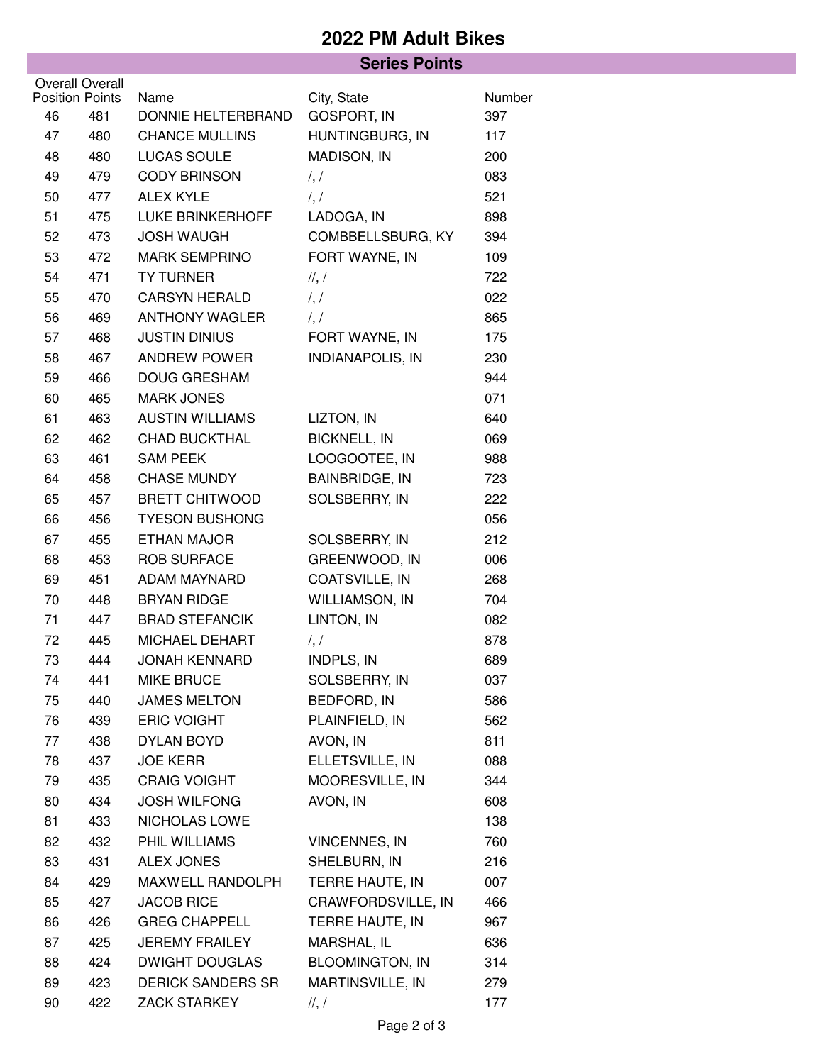# 2022 PM Adult Bikes

## Series Points

| Overall Position | Overall Points | Name | City, State | Number |
|---|---|---|---|---|
| 46 | 481 | DONNIE HELTERBRAND | GOSPORT, IN | 397 |
| 47 | 480 | CHANCE MULLINS | HUNTINGBURG, IN | 117 |
| 48 | 480 | LUCAS SOULE | MADISON, IN | 200 |
| 49 | 479 | CODY BRINSON | /, / | 083 |
| 50 | 477 | ALEX KYLE | /, / | 521 |
| 51 | 475 | LUKE BRINKERHOFF | LADOGA, IN | 898 |
| 52 | 473 | JOSH WAUGH | COMBBELLSBURG, KY | 394 |
| 53 | 472 | MARK SEMPRINO | FORT WAYNE, IN | 109 |
| 54 | 471 | TY TURNER | //, / | 722 |
| 55 | 470 | CARSYN HERALD | /, / | 022 |
| 56 | 469 | ANTHONY WAGLER | /, / | 865 |
| 57 | 468 | JUSTIN DINIUS | FORT WAYNE, IN | 175 |
| 58 | 467 | ANDREW POWER | INDIANAPOLIS, IN | 230 |
| 59 | 466 | DOUG GRESHAM | | 944 |
| 60 | 465 | MARK JONES | | 071 |
| 61 | 463 | AUSTIN WILLIAMS | LIZTON, IN | 640 |
| 62 | 462 | CHAD BUCKTHAL | BICKNELL, IN | 069 |
| 63 | 461 | SAM PEEK | LOOGOOTEE, IN | 988 |
| 64 | 458 | CHASE MUNDY | BAINBRIDGE, IN | 723 |
| 65 | 457 | BRETT CHITWOOD | SOLSBERRY, IN | 222 |
| 66 | 456 | TYESON BUSHONG | | 056 |
| 67 | 455 | ETHAN MAJOR | SOLSBERRY, IN | 212 |
| 68 | 453 | ROB SURFACE | GREENWOOD, IN | 006 |
| 69 | 451 | ADAM MAYNARD | COATSVILLE, IN | 268 |
| 70 | 448 | BRYAN RIDGE | WILLIAMSON, IN | 704 |
| 71 | 447 | BRAD STEFANCIK | LINTON, IN | 082 |
| 72 | 445 | MICHAEL DEHART | /, / | 878 |
| 73 | 444 | JONAH KENNARD | INDPLS, IN | 689 |
| 74 | 441 | MIKE BRUCE | SOLSBERRY, IN | 037 |
| 75 | 440 | JAMES MELTON | BEDFORD, IN | 586 |
| 76 | 439 | ERIC VOIGHT | PLAINFIELD, IN | 562 |
| 77 | 438 | DYLAN BOYD | AVON, IN | 811 |
| 78 | 437 | JOE KERR | ELLETSVILLE, IN | 088 |
| 79 | 435 | CRAIG VOIGHT | MOORESVILLE, IN | 344 |
| 80 | 434 | JOSH WILFONG | AVON, IN | 608 |
| 81 | 433 | NICHOLAS LOWE | | 138 |
| 82 | 432 | PHIL WILLIAMS | VINCENNES, IN | 760 |
| 83 | 431 | ALEX JONES | SHELBURN, IN | 216 |
| 84 | 429 | MAXWELL RANDOLPH | TERRE HAUTE, IN | 007 |
| 85 | 427 | JACOB RICE | CRAWFORDSVILLE, IN | 466 |
| 86 | 426 | GREG CHAPPELL | TERRE HAUTE, IN | 967 |
| 87 | 425 | JEREMY FRAILEY | MARSHAL, IL | 636 |
| 88 | 424 | DWIGHT DOUGLAS | BLOOMINGTON, IN | 314 |
| 89 | 423 | DERICK SANDERS SR | MARTINSVILLE, IN | 279 |
| 90 | 422 | ZACK STARKEY | //, / | 177 |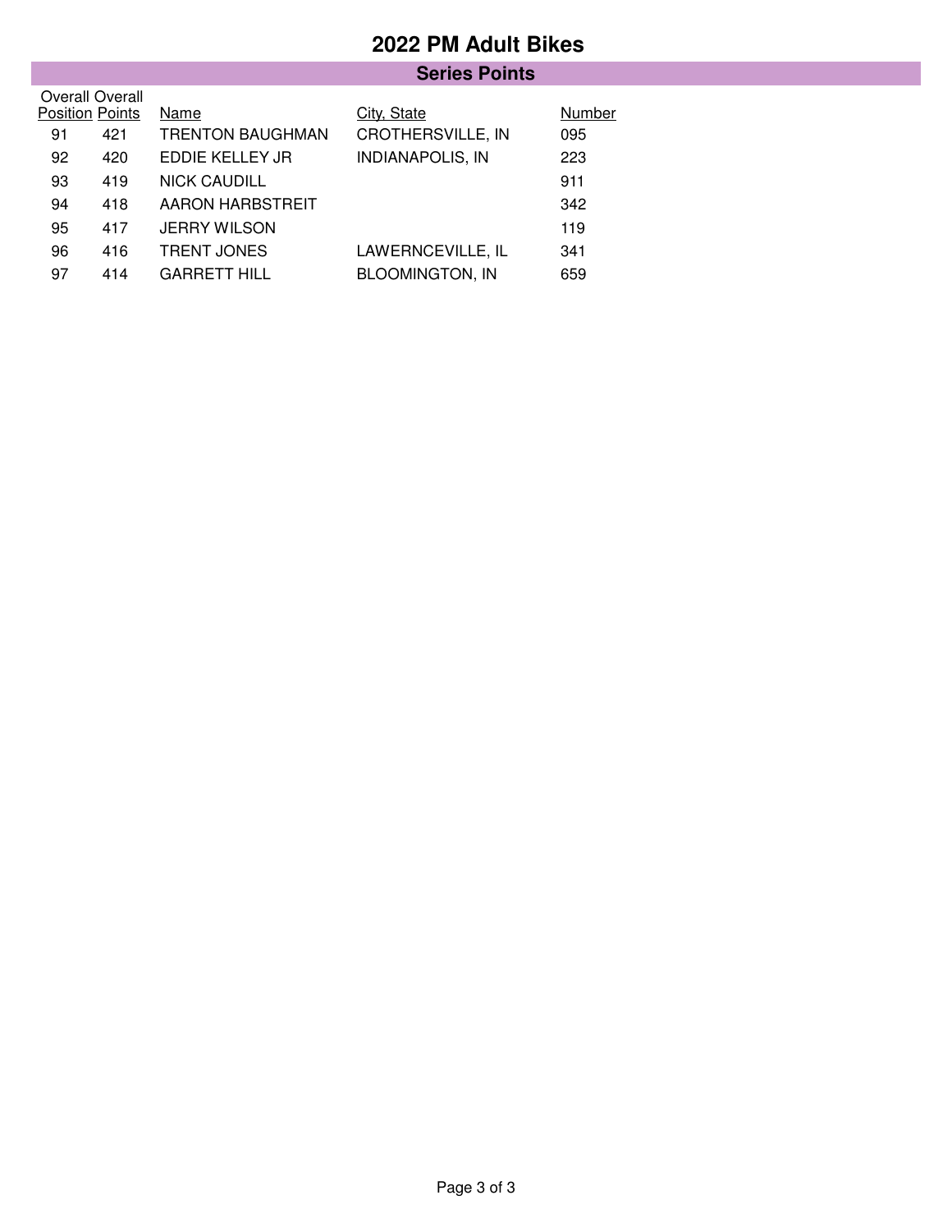# 2022 PM Adult Bikes

## Series Points

| Overall Position | Overall Points | Name | City, State | Number |
|---|---|---|---|---|
| 91 | 421 | TRENTON BAUGHMAN | CROTHERSVILLE, IN | 095 |
| 92 | 420 | EDDIE KELLEY JR | INDIANAPOLIS, IN | 223 |
| 93 | 419 | NICK CAUDILL | | 911 |
| 94 | 418 | AARON HARBSTREIT | | 342 |
| 95 | 417 | JERRY WILSON | | 119 |
| 96 | 416 | TRENT JONES | LAWERNCEVILLE, IL | 341 |
| 97 | 414 | GARRETT HILL | BLOOMINGTON, IN | 659 |